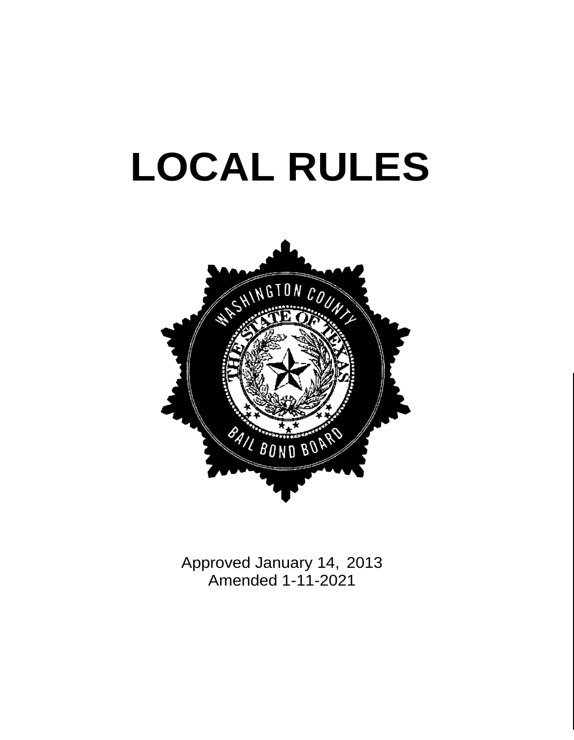# LOCAL RULES

Approved January 14, 2013
Amended 1-11-2021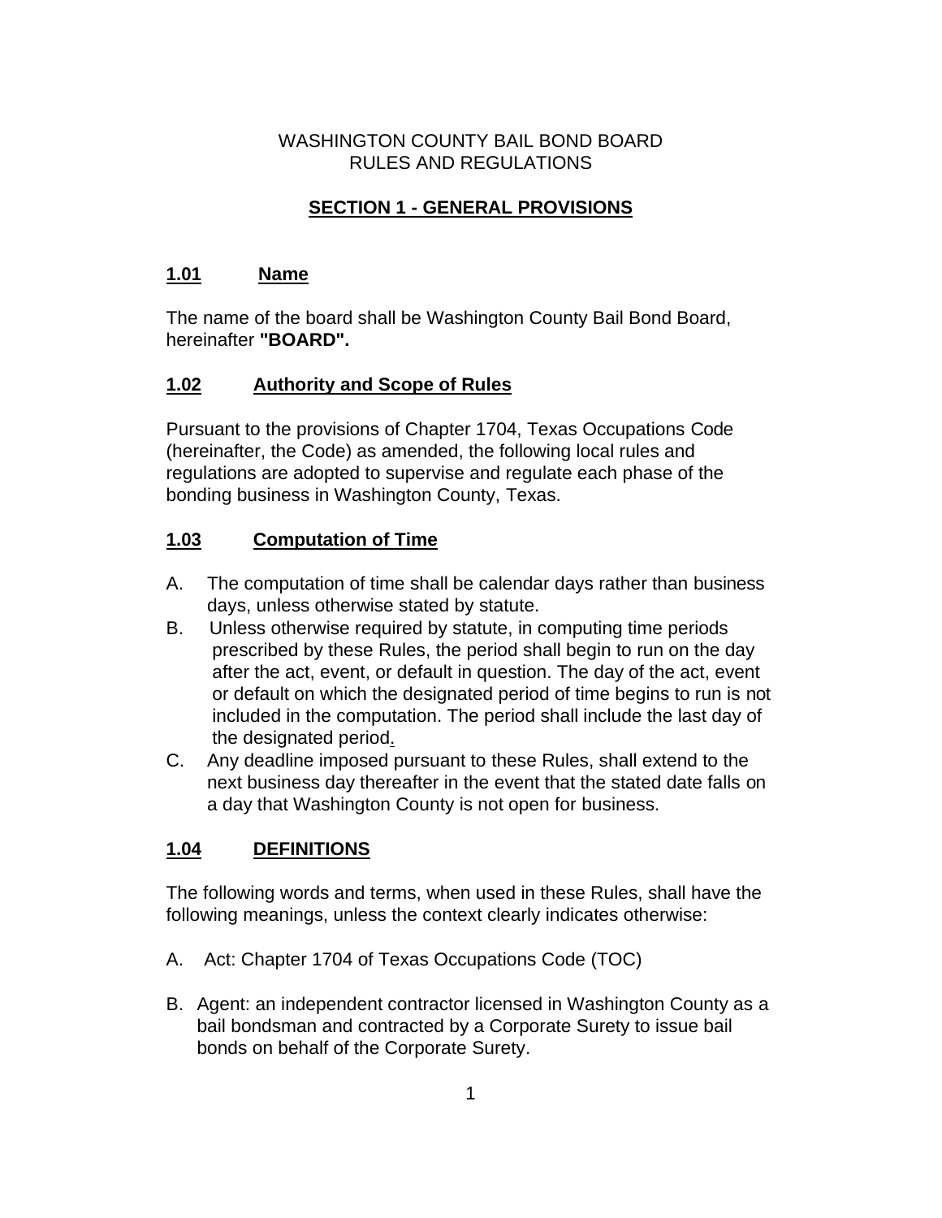WASHINGTON COUNTY BAIL BOND BOARD
RULES AND REGULATIONS

## SECTION 1 - GENERAL PROVISIONS

### 1.01 Name

The name of the board shall be Washington County Bail Bond Board, hereinafter **"BOARD".**

### 1.02 Authority and Scope of Rules

Pursuant to the provisions of Chapter 1704, Texas Occupations Code (hereinafter, the Code) as amended, the following local rules and regulations are adopted to supervise and regulate each phase of the bonding business in Washington County, Texas.

### 1.03 Computation of Time

A. The computation of time shall be calendar days rather than business days, unless otherwise stated by statute.

B. Unless otherwise required by statute, in computing time periods prescribed by these Rules, the period shall begin to run on the day after the act, event, or default in question. The day of the act, event or default on which the designated period of time begins to run is not included in the computation. The period shall include the last day of the designated period.

C. Any deadline imposed pursuant to these Rules, shall extend to the next business day thereafter in the event that the stated date falls on a day that Washington County is not open for business.

### 1.04 DEFINITIONS

The following words and terms, when used in these Rules, shall have the following meanings, unless the context clearly indicates otherwise:

A. Act: Chapter 1704 of Texas Occupations Code (TOC)

B. Agent: an independent contractor licensed in Washington County as a bail bondsman and contracted by a Corporate Surety to issue bail bonds on behalf of the Corporate Surety.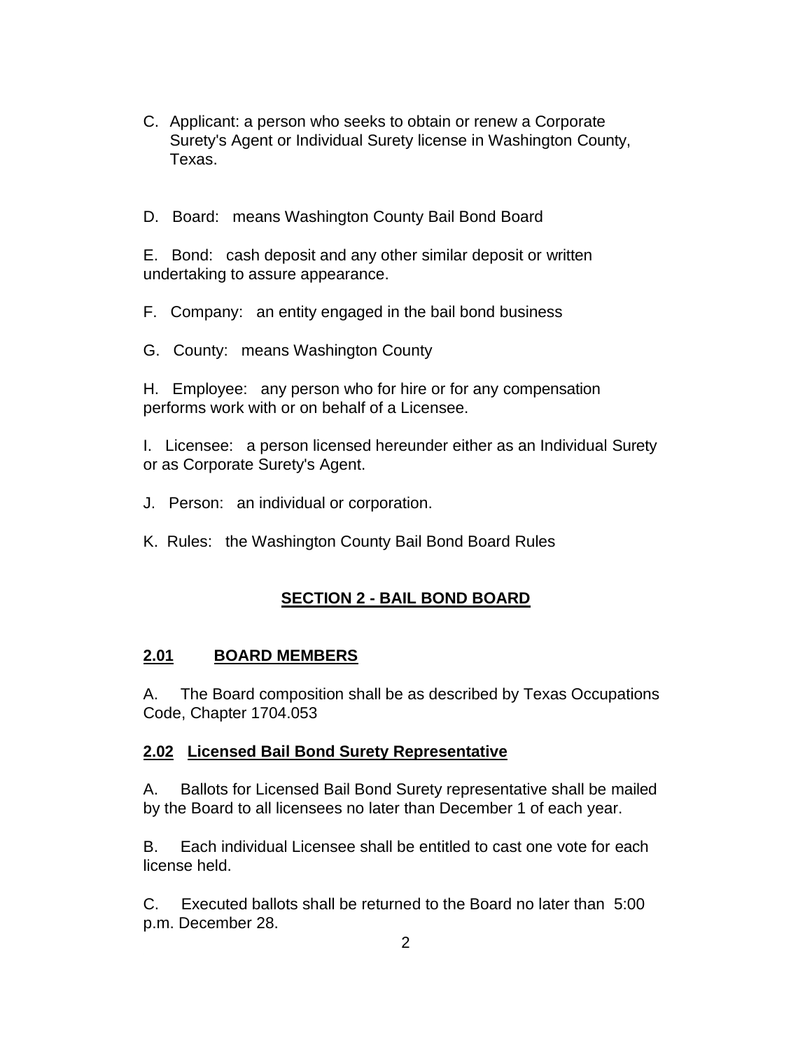C. Applicant: a person who seeks to obtain or renew a Corporate Surety's Agent or Individual Surety license in Washington County, Texas.

D. Board: means Washington County Bail Bond Board

E. Bond: cash deposit and any other similar deposit or written undertaking to assure appearance.

F. Company: an entity engaged in the bail bond business

G. County: means Washington County

H. Employee: any person who for hire or for any compensation performs work with or on behalf of a Licensee.

I. Licensee: a person licensed hereunder either as an Individual Surety or as Corporate Surety's Agent.

J. Person: an individual or corporation.

K. Rules: the Washington County Bail Bond Board Rules

## SECTION 2 - BAIL BOND BOARD

### 2.01 BOARD MEMBERS

A. The Board composition shall be as described by Texas Occupations Code, Chapter 1704.053

### 2.02 Licensed Bail Bond Surety Representative

A. Ballots for Licensed Bail Bond Surety representative shall be mailed by the Board to all licensees no later than December 1 of each year.

B. Each individual Licensee shall be entitled to cast one vote for each license held.

C. Executed ballots shall be returned to the Board no later than 5:00 p.m. December 28.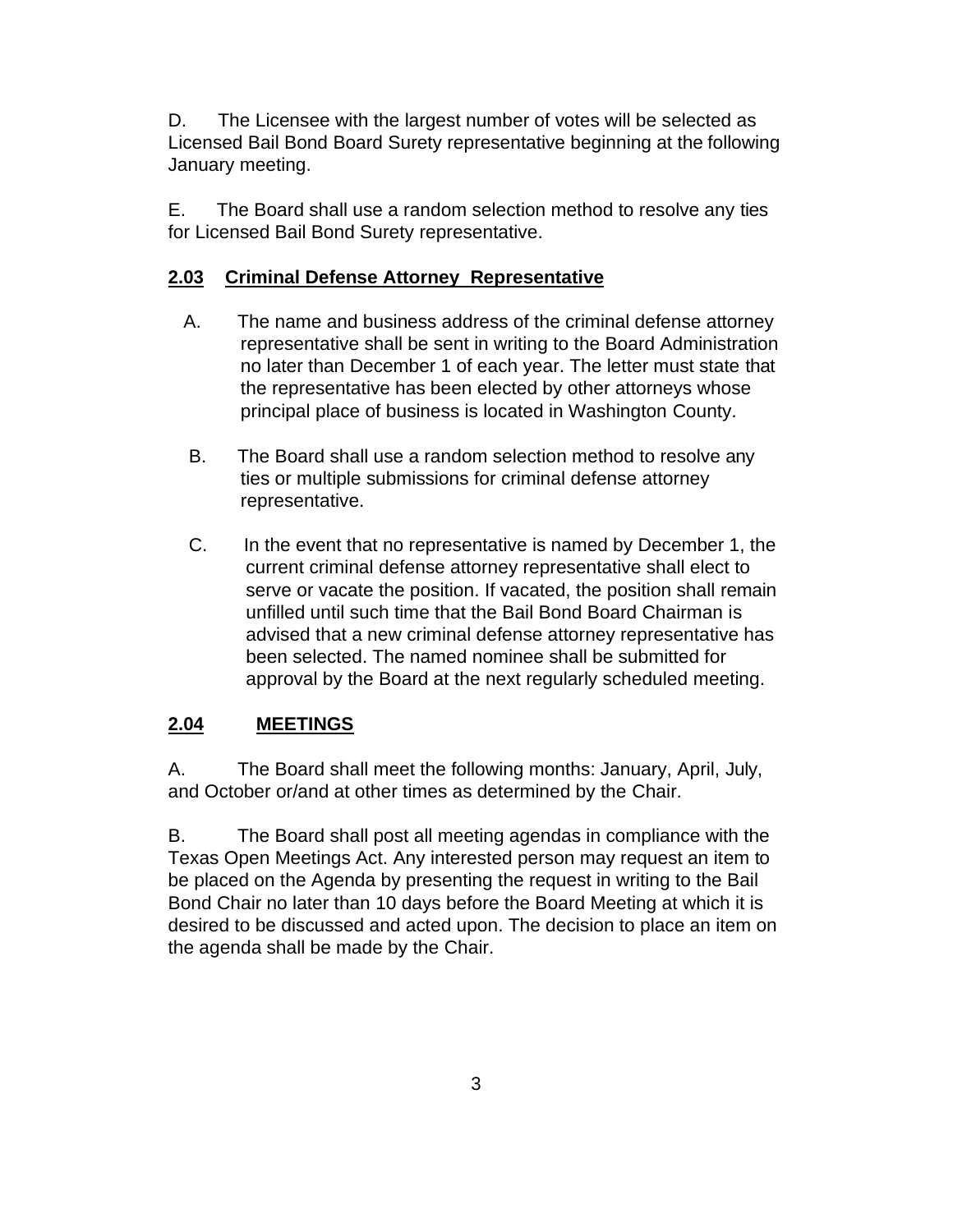D. The Licensee with the largest number of votes will be selected as Licensed Bail Bond Board Surety representative beginning at the following January meeting.

E. The Board shall use a random selection method to resolve any ties for Licensed Bail Bond Surety representative.

## **2.03 Criminal Defense Attorney Representative**

A. The name and business address of the criminal defense attorney representative shall be sent in writing to the Board Administration no later than December 1 of each year. The letter must state that the representative has been elected by other attorneys whose principal place of business is located in Washington County.

B. The Board shall use a random selection method to resolve any ties or multiple submissions for criminal defense attorney representative.

C. In the event that no representative is named by December 1, the current criminal defense attorney representative shall elect to serve or vacate the position. If vacated, the position shall remain unfilled until such time that the Bail Bond Board Chairman is advised that a new criminal defense attorney representative has been selected. The named nominee shall be submitted for approval by the Board at the next regularly scheduled meeting.

## **2.04 MEETINGS**

A. The Board shall meet the following months: January, April, July, and October or/and at other times as determined by the Chair.

B. The Board shall post all meeting agendas in compliance with the Texas Open Meetings Act. Any interested person may request an item to be placed on the Agenda by presenting the request in writing to the Bail Bond Chair no later than 10 days before the Board Meeting at which it is desired to be discussed and acted upon. The decision to place an item on the agenda shall be made by the Chair.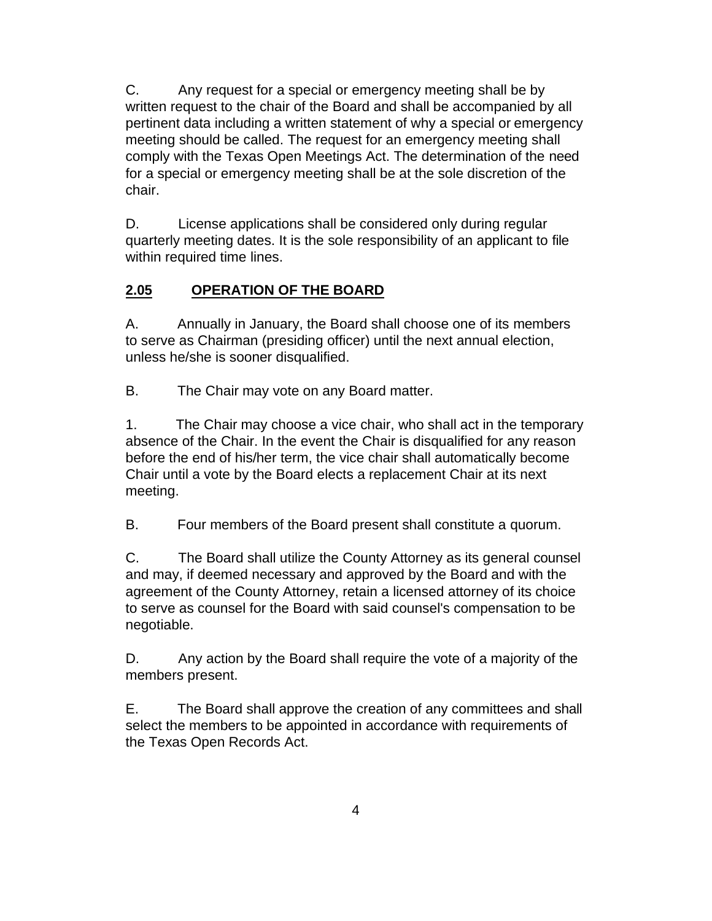C. Any request for a special or emergency meeting shall be by written request to the chair of the Board and shall be accompanied by all pertinent data including a written statement of why a special or emergency meeting should be called. The request for an emergency meeting shall comply with the Texas Open Meetings Act. The determination of the need for a special or emergency meeting shall be at the sole discretion of the chair.

D. License applications shall be considered only during regular quarterly meeting dates. It is the sole responsibility of an applicant to file within required time lines.

## <u>2.05 OPERATION OF THE BOARD</u>

A. Annually in January, the Board shall choose one of its members to serve as Chairman (presiding officer) until the next annual election, unless he/she is sooner disqualified.

B. The Chair may vote on any Board matter.

1. The Chair may choose a vice chair, who shall act in the temporary absence of the Chair. In the event the Chair is disqualified for any reason before the end of his/her term, the vice chair shall automatically become Chair until a vote by the Board elects a replacement Chair at its next meeting.

B. Four members of the Board present shall constitute a quorum.

C. The Board shall utilize the County Attorney as its general counsel and may, if deemed necessary and approved by the Board and with the agreement of the County Attorney, retain a licensed attorney of its choice to serve as counsel for the Board with said counsel's compensation to be negotiable.

D. Any action by the Board shall require the vote of a majority of the members present.

E. The Board shall approve the creation of any committees and shall select the members to be appointed in accordance with requirements of the Texas Open Records Act.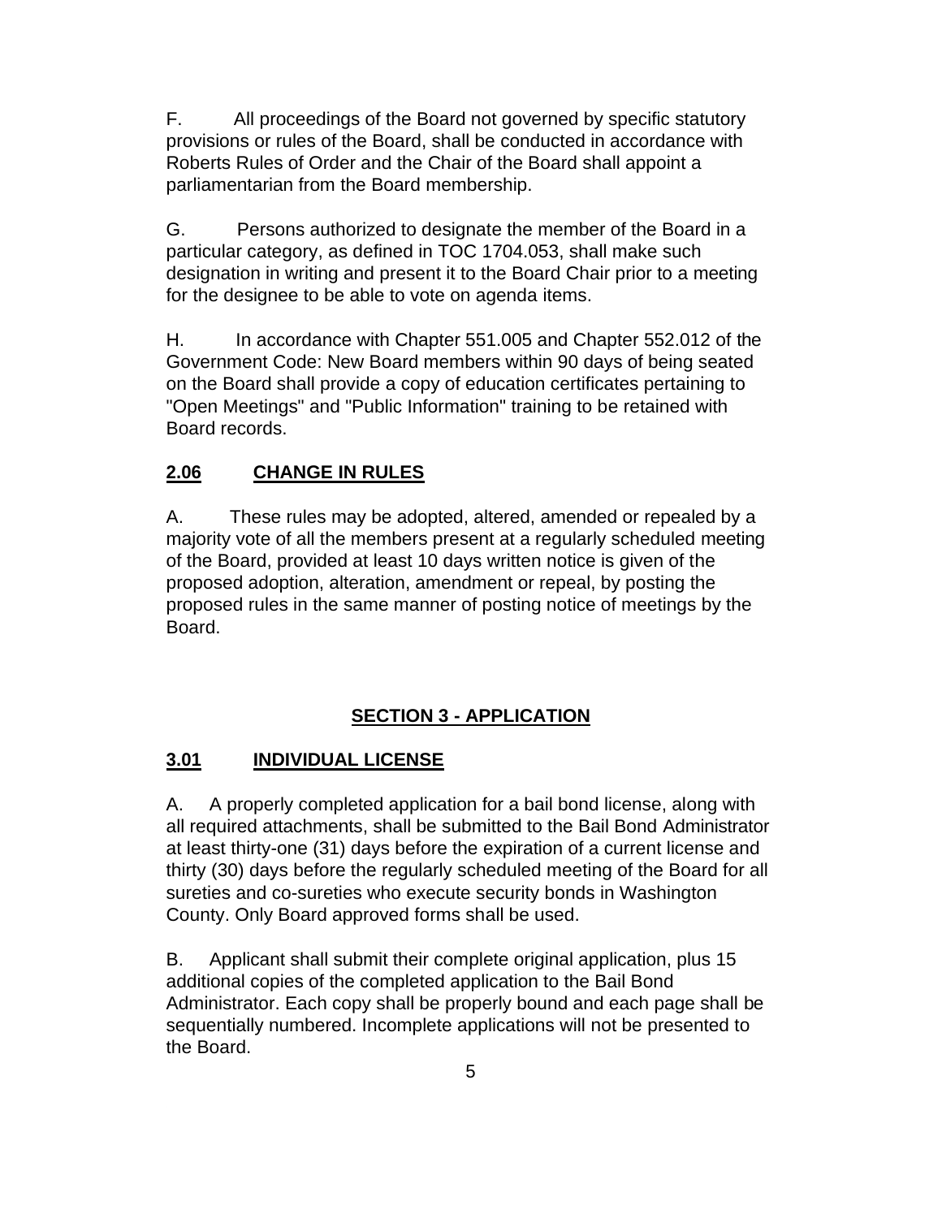F. All proceedings of the Board not governed by specific statutory provisions or rules of the Board, shall be conducted in accordance with Roberts Rules of Order and the Chair of the Board shall appoint a parliamentarian from the Board membership.

G. Persons authorized to designate the member of the Board in a particular category, as defined in TOC 1704.053, shall make such designation in writing and present it to the Board Chair prior to a meeting for the designee to be able to vote on agenda items.

H. In accordance with Chapter 551.005 and Chapter 552.012 of the Government Code: New Board members within 90 days of being seated on the Board shall provide a copy of education certificates pertaining to "Open Meetings" and "Public Information" training to be retained with Board records.

### <u>2.06 CHANGE IN RULES</u>

A. These rules may be adopted, altered, amended or repealed by a majority vote of all the members present at a regularly scheduled meeting of the Board, provided at least 10 days written notice is given of the proposed adoption, alteration, amendment or repeal, by posting the proposed rules in the same manner of posting notice of meetings by the Board.

## <u>SECTION 3 - APPLICATION</u>

### <u>3.01 INDIVIDUAL LICENSE</u>

A. A properly completed application for a bail bond license, along with all required attachments, shall be submitted to the Bail Bond Administrator at least thirty-one (31) days before the expiration of a current license and thirty (30) days before the regularly scheduled meeting of the Board for all sureties and co-sureties who execute security bonds in Washington County. Only Board approved forms shall be used.

B. Applicant shall submit their complete original application, plus 15 additional copies of the completed application to the Bail Bond Administrator. Each copy shall be properly bound and each page shall be sequentially numbered. Incomplete applications will not be presented to the Board.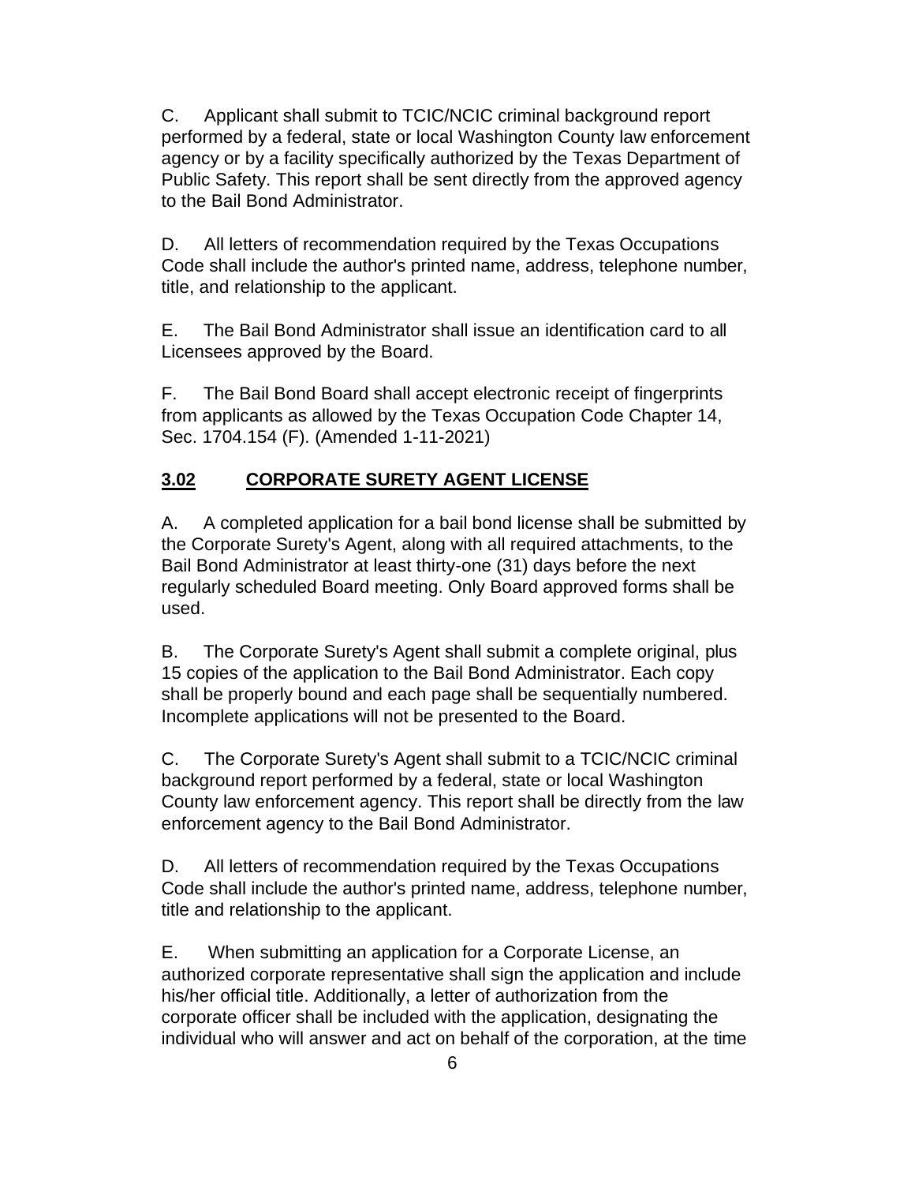C. Applicant shall submit to TCIC/NCIC criminal background report performed by a federal, state or local Washington County law enforcement agency or by a facility specifically authorized by the Texas Department of Public Safety. This report shall be sent directly from the approved agency to the Bail Bond Administrator.

D. All letters of recommendation required by the Texas Occupations Code shall include the author's printed name, address, telephone number, title, and relationship to the applicant.

E. The Bail Bond Administrator shall issue an identification card to all Licensees approved by the Board.

F. The Bail Bond Board shall accept electronic receipt of fingerprints from applicants as allowed by the Texas Occupation Code Chapter 14, Sec. 1704.154 (F). (Amended 1-11-2021)

## <u>3.02</u> <u>CORPORATE SURETY AGENT LICENSE</u>

A. A completed application for a bail bond license shall be submitted by the Corporate Surety's Agent, along with all required attachments, to the Bail Bond Administrator at least thirty-one (31) days before the next regularly scheduled Board meeting. Only Board approved forms shall be used.

B. The Corporate Surety's Agent shall submit a complete original, plus 15 copies of the application to the Bail Bond Administrator. Each copy shall be properly bound and each page shall be sequentially numbered. Incomplete applications will not be presented to the Board.

C. The Corporate Surety's Agent shall submit to a TCIC/NCIC criminal background report performed by a federal, state or local Washington County law enforcement agency. This report shall be directly from the law enforcement agency to the Bail Bond Administrator.

D. All letters of recommendation required by the Texas Occupations Code shall include the author's printed name, address, telephone number, title and relationship to the applicant.

E. When submitting an application for a Corporate License, an authorized corporate representative shall sign the application and include his/her official title. Additionally, a letter of authorization from the corporate officer shall be included with the application, designating the individual who will answer and act on behalf of the corporation, at the time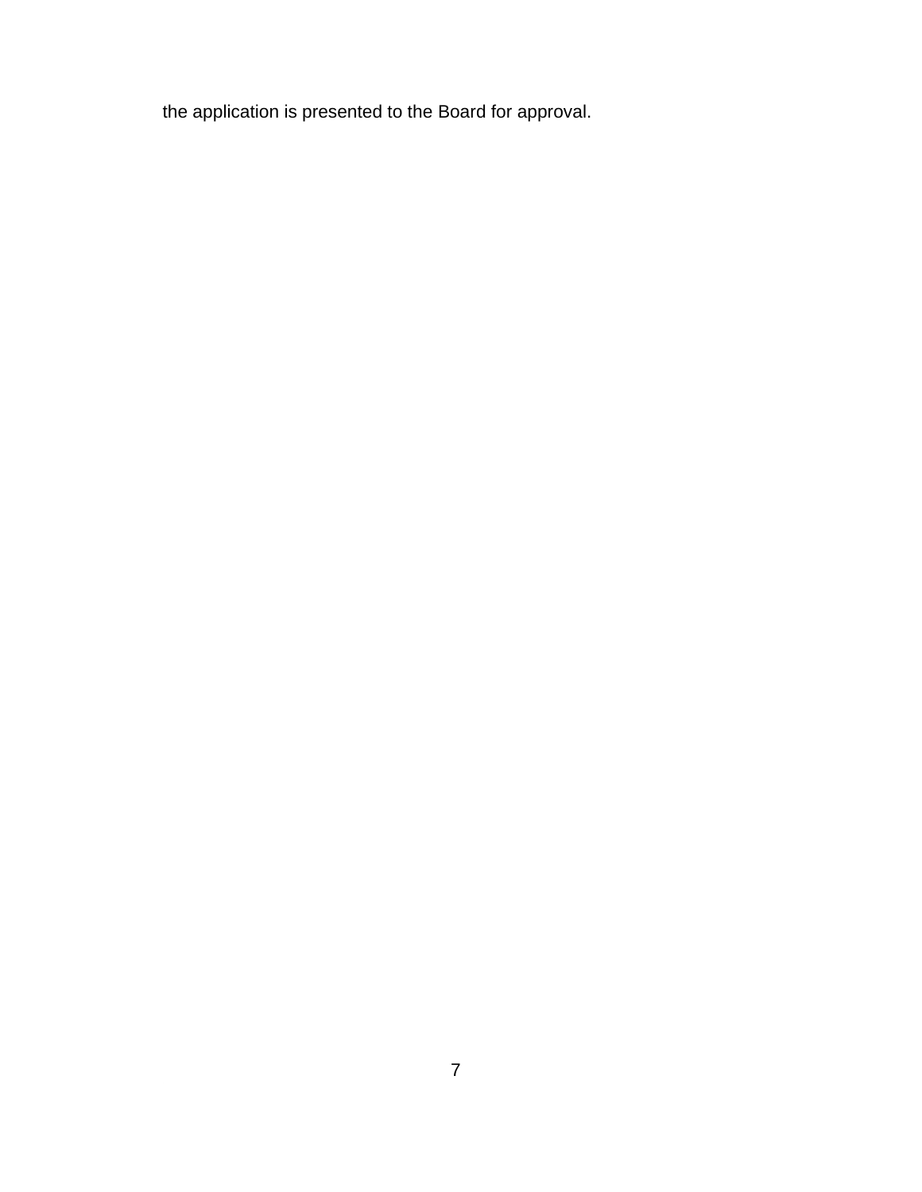the application is presented to the Board for approval.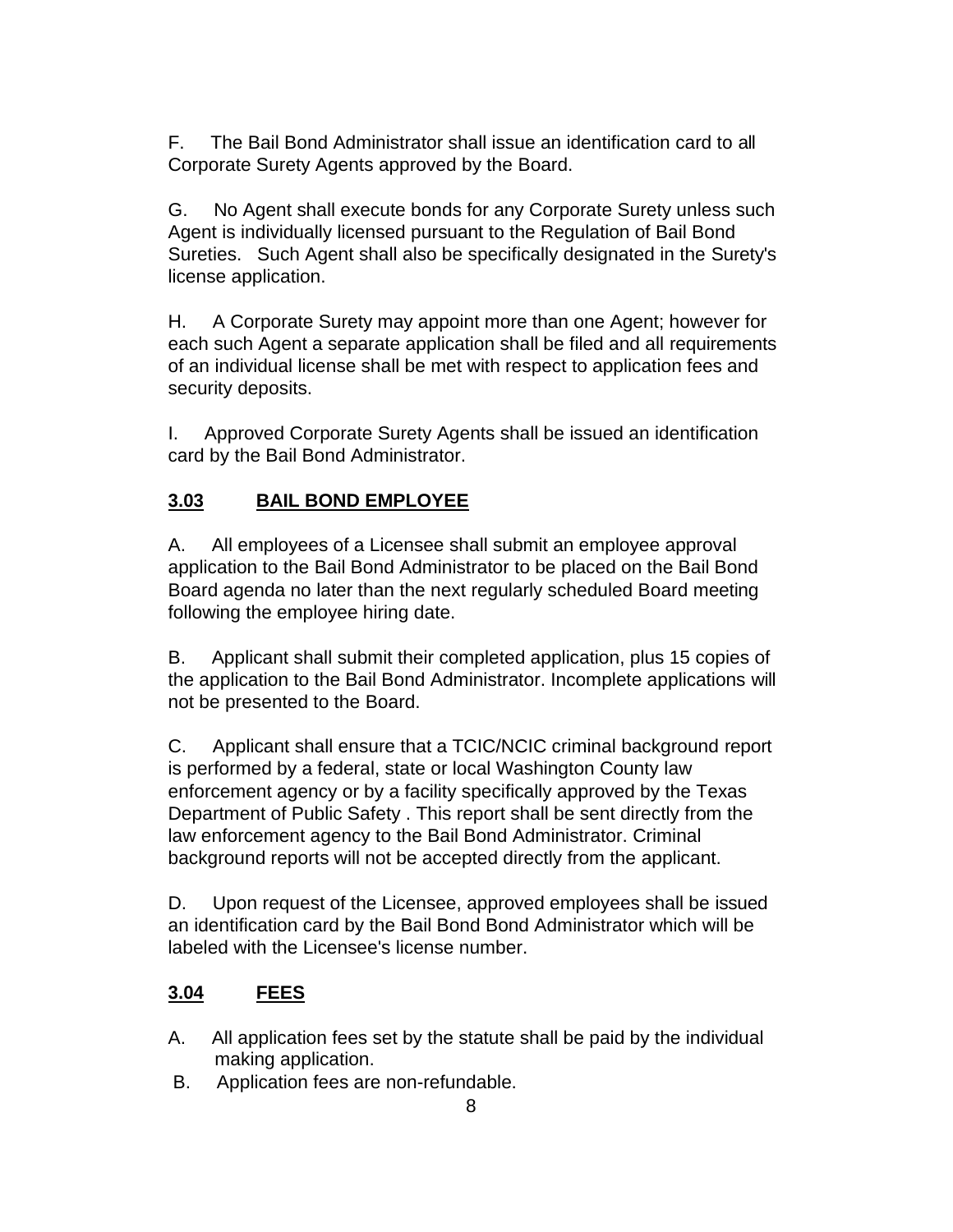F. The Bail Bond Administrator shall issue an identification card to all Corporate Surety Agents approved by the Board.

G. No Agent shall execute bonds for any Corporate Surety unless such Agent is individually licensed pursuant to the Regulation of Bail Bond Sureties. Such Agent shall also be specifically designated in the Surety's license application.

H. A Corporate Surety may appoint more than one Agent; however for each such Agent a separate application shall be filed and all requirements of an individual license shall be met with respect to application fees and security deposits.

I. Approved Corporate Surety Agents shall be issued an identification card by the Bail Bond Administrator.

## **3.03 BAIL BOND EMPLOYEE**

A. All employees of a Licensee shall submit an employee approval application to the Bail Bond Administrator to be placed on the Bail Bond Board agenda no later than the next regularly scheduled Board meeting following the employee hiring date.

B. Applicant shall submit their completed application, plus 15 copies of the application to the Bail Bond Administrator. Incomplete applications will not be presented to the Board.

C. Applicant shall ensure that a TCIC/NCIC criminal background report is performed by a federal, state or local Washington County law enforcement agency or by a facility specifically approved by the Texas Department of Public Safety . This report shall be sent directly from the law enforcement agency to the Bail Bond Administrator. Criminal background reports will not be accepted directly from the applicant.

D. Upon request of the Licensee, approved employees shall be issued an identification card by the Bail Bond Bond Administrator which will be labeled with the Licensee's license number.

## **3.04 FEES**

A. All application fees set by the statute shall be paid by the individual making application.

B. Application fees are non-refundable.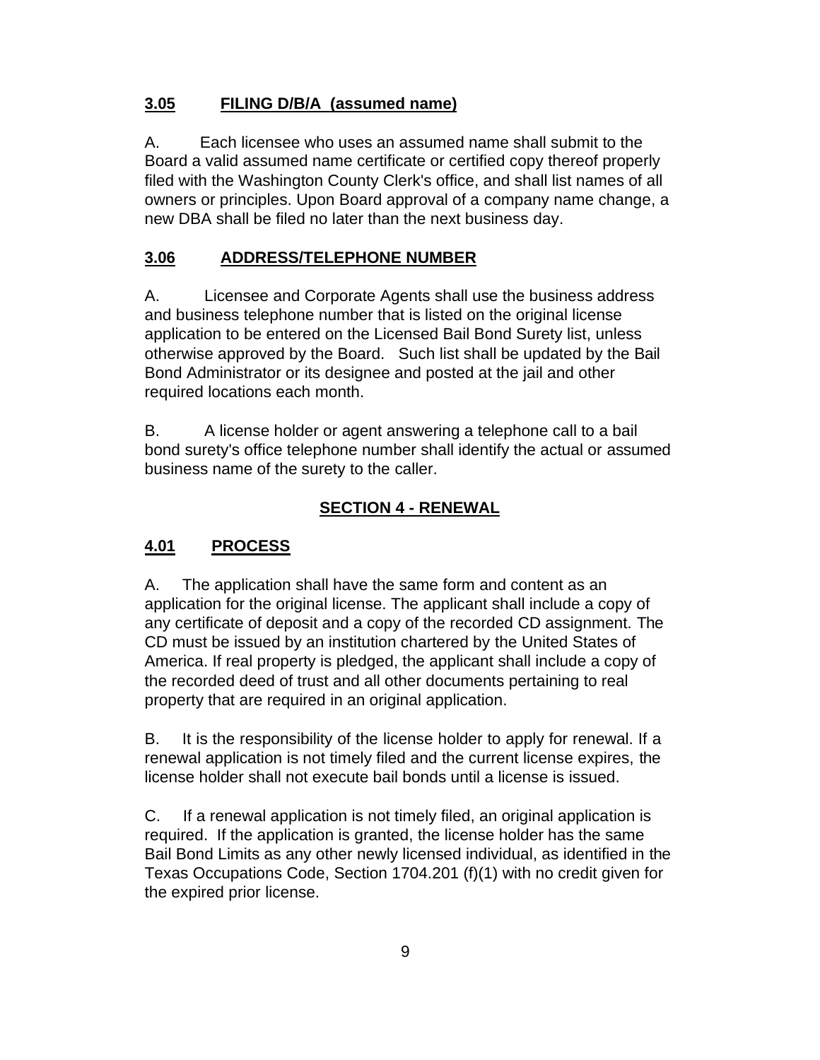### 3.05 FILING D/B/A (assumed name)

A. Each licensee who uses an assumed name shall submit to the Board a valid assumed name certificate or certified copy thereof properly filed with the Washington County Clerk's office, and shall list names of all owners or principles. Upon Board approval of a company name change, a new DBA shall be filed no later than the next business day.

### 3.06 ADDRESS/TELEPHONE NUMBER

A. Licensee and Corporate Agents shall use the business address and business telephone number that is listed on the original license application to be entered on the Licensed Bail Bond Surety list, unless otherwise approved by the Board. Such list shall be updated by the Bail Bond Administrator or its designee and posted at the jail and other required locations each month.

B. A license holder or agent answering a telephone call to a bail bond surety's office telephone number shall identify the actual or assumed business name of the surety to the caller.

## SECTION 4 - RENEWAL

### 4.01 PROCESS

A. The application shall have the same form and content as an application for the original license. The applicant shall include a copy of any certificate of deposit and a copy of the recorded CD assignment. The CD must be issued by an institution chartered by the United States of America. If real property is pledged, the applicant shall include a copy of the recorded deed of trust and all other documents pertaining to real property that are required in an original application.

B. It is the responsibility of the license holder to apply for renewal. If a renewal application is not timely filed and the current license expires, the license holder shall not execute bail bonds until a license is issued.

C. If a renewal application is not timely filed, an original application is required. If the application is granted, the license holder has the same Bail Bond Limits as any other newly licensed individual, as identified in the Texas Occupations Code, Section 1704.201 (f)(1) with no credit given for the expired prior license.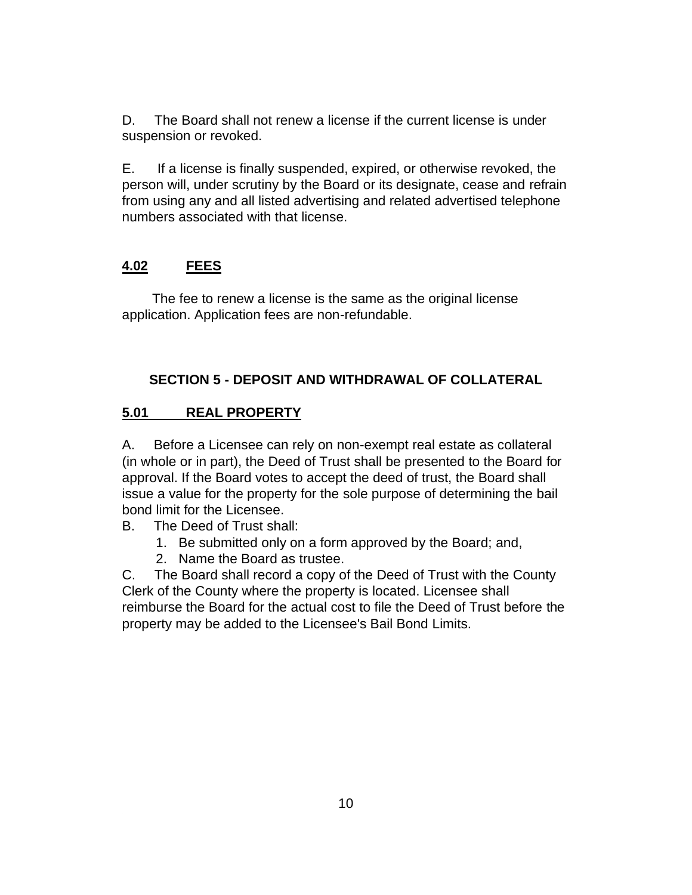D. The Board shall not renew a license if the current license is under suspension or revoked.

E. If a license is finally suspended, expired, or otherwise revoked, the person will, under scrutiny by the Board or its designate, cease and refrain from using any and all listed advertising and related advertised telephone numbers associated with that license.

## **<u>4.02 FEES</u>**

The fee to renew a license is the same as the original license application. Application fees are non-refundable.

## **SECTION 5 - DEPOSIT AND WITHDRAWAL OF COLLATERAL**

## **<u>5.01 REAL PROPERTY</u>**

A. Before a Licensee can rely on non-exempt real estate as collateral (in whole or in part), the Deed of Trust shall be presented to the Board for approval. If the Board votes to accept the deed of trust, the Board shall issue a value for the property for the sole purpose of determining the bail bond limit for the Licensee.

B. The Deed of Trust shall:

1. Be submitted only on a form approved by the Board; and,
2. Name the Board as trustee.

C. The Board shall record a copy of the Deed of Trust with the County Clerk of the County where the property is located. Licensee shall reimburse the Board for the actual cost to file the Deed of Trust before the property may be added to the Licensee's Bail Bond Limits.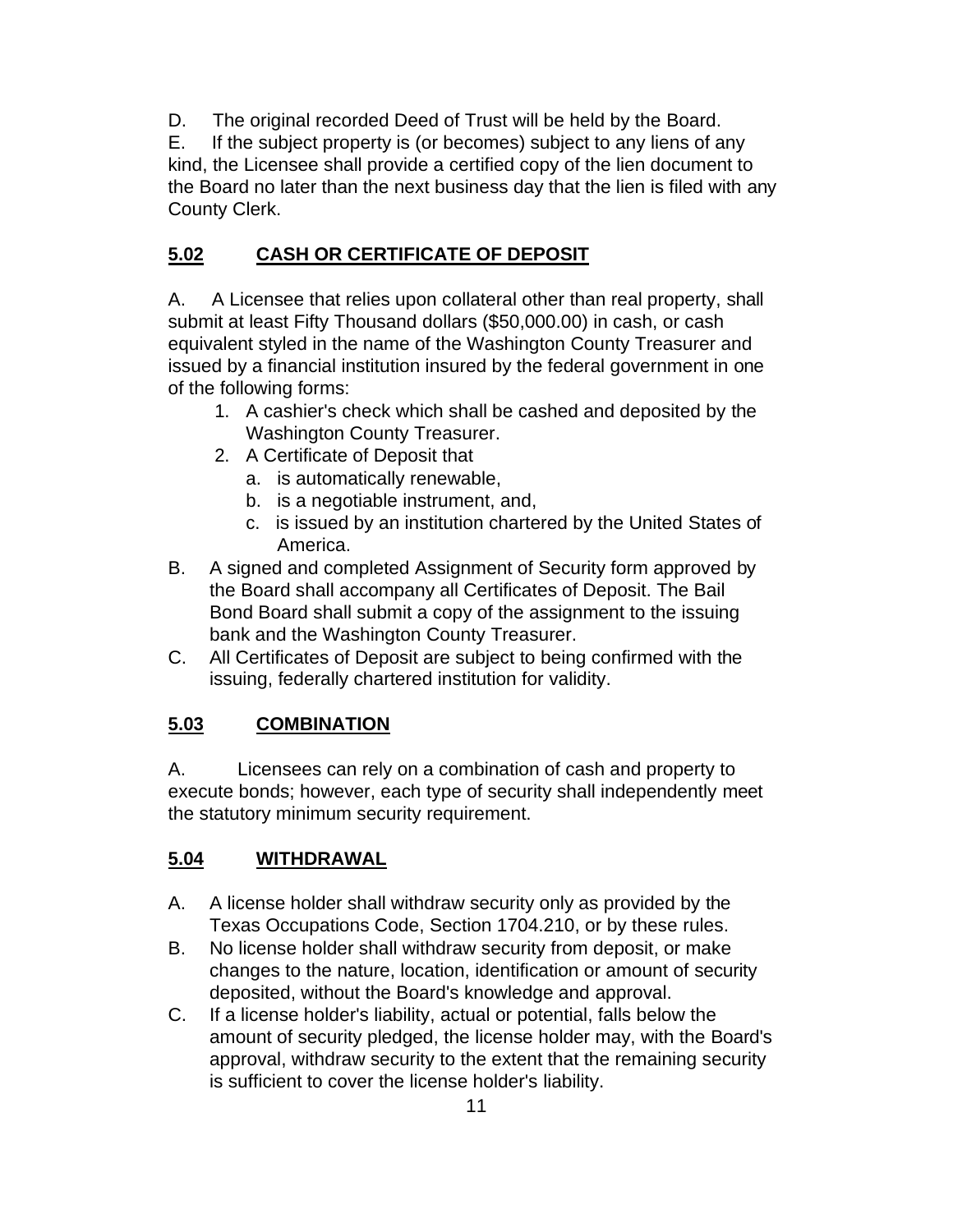D. The original recorded Deed of Trust will be held by the Board.

E. If the subject property is (or becomes) subject to any liens of any kind, the Licensee shall provide a certified copy of the lien document to the Board no later than the next business day that the lien is filed with any County Clerk.

## **<u>5.02</u> <u>CASH OR CERTIFICATE OF DEPOSIT</u>**

A. A Licensee that relies upon collateral other than real property, shall submit at least Fifty Thousand dollars ($50,000.00) in cash, or cash equivalent styled in the name of the Washington County Treasurer and issued by a financial institution insured by the federal government in one of the following forms:

1. A cashier's check which shall be cashed and deposited by the Washington County Treasurer.
2. A Certificate of Deposit that
   a. is automatically renewable,
   b. is a negotiable instrument, and,
   c. is issued by an institution chartered by the United States of America.

B. A signed and completed Assignment of Security form approved by the Board shall accompany all Certificates of Deposit. The Bail Bond Board shall submit a copy of the assignment to the issuing bank and the Washington County Treasurer.

C. All Certificates of Deposit are subject to being confirmed with the issuing, federally chartered institution for validity.

## **<u>5.03</u> <u>COMBINATION</u>**

A. Licensees can rely on a combination of cash and property to execute bonds; however, each type of security shall independently meet the statutory minimum security requirement.

## **<u>5.04</u> <u>WITHDRAWAL</u>**

A. A license holder shall withdraw security only as provided by the Texas Occupations Code, Section 1704.210, or by these rules.

B. No license holder shall withdraw security from deposit, or make changes to the nature, location, identification or amount of security deposited, without the Board's knowledge and approval.

C. If a license holder's liability, actual or potential, falls below the amount of security pledged, the license holder may, with the Board's approval, withdraw security to the extent that the remaining security is sufficient to cover the license holder's liability.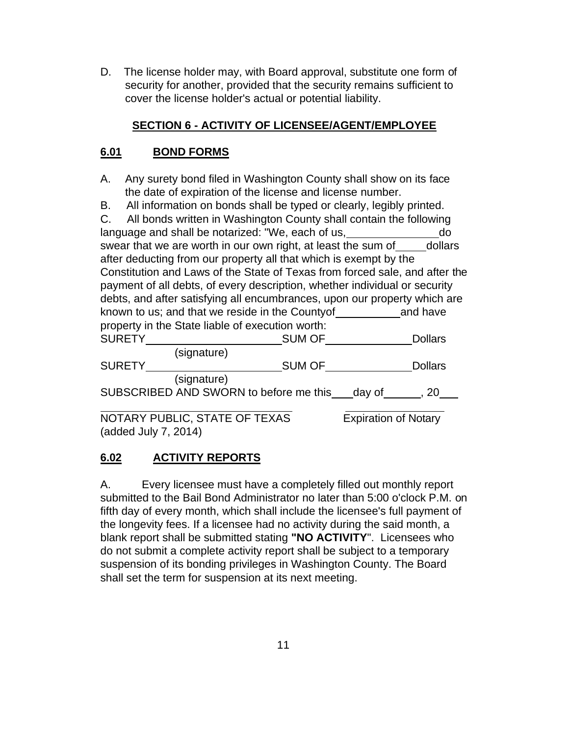D. The license holder may, with Board approval, substitute one form of security for another, provided that the security remains sufficient to cover the license holder's actual or potential liability.

## SECTION 6 - ACTIVITY OF LICENSEE/AGENT/EMPLOYEE

### 6.01 BOND FORMS

A. Any surety bond filed in Washington County shall show on its face the date of expiration of the license and license number.

B. All information on bonds shall be typed or clearly, legibly printed.

C. All bonds written in Washington County shall contain the following language and shall be notarized: "We, each of us, _______________ do swear that we are worth in our own right, at least the sum of _____ dollars after deducting from our property all that which is exempt by the Constitution and Laws of the State of Texas from forced sale, and after the payment of all debts, of every description, whether individual or security debts, and after satisfying all encumbrances, upon our property which are known to us; and that we reside in the Countyof __________ and have property in the State liable of execution worth:

SURETY ______________________ SUM OF ______________ Dollars
(signature)

SURETY ______________________ SUM OF ______________ Dollars
(signature)

SUBSCRIBED AND SWORN to before me this ___ day of ______, 20___

______________________________ ________________

NOTARY PUBLIC, STATE OF TEXAS Expiration of Notary

(added July 7, 2014)

### 6.02 ACTIVITY REPORTS

A. Every licensee must have a completely filled out monthly report submitted to the Bail Bond Administrator no later than 5:00 o'clock P.M. on fifth day of every month, which shall include the licensee's full payment of the longevity fees. If a licensee had no activity during the said month, a blank report shall be submitted stating **"NO ACTIVITY**". Licensees who do not submit a complete activity report shall be subject to a temporary suspension of its bonding privileges in Washington County. The Board shall set the term for suspension at its next meeting.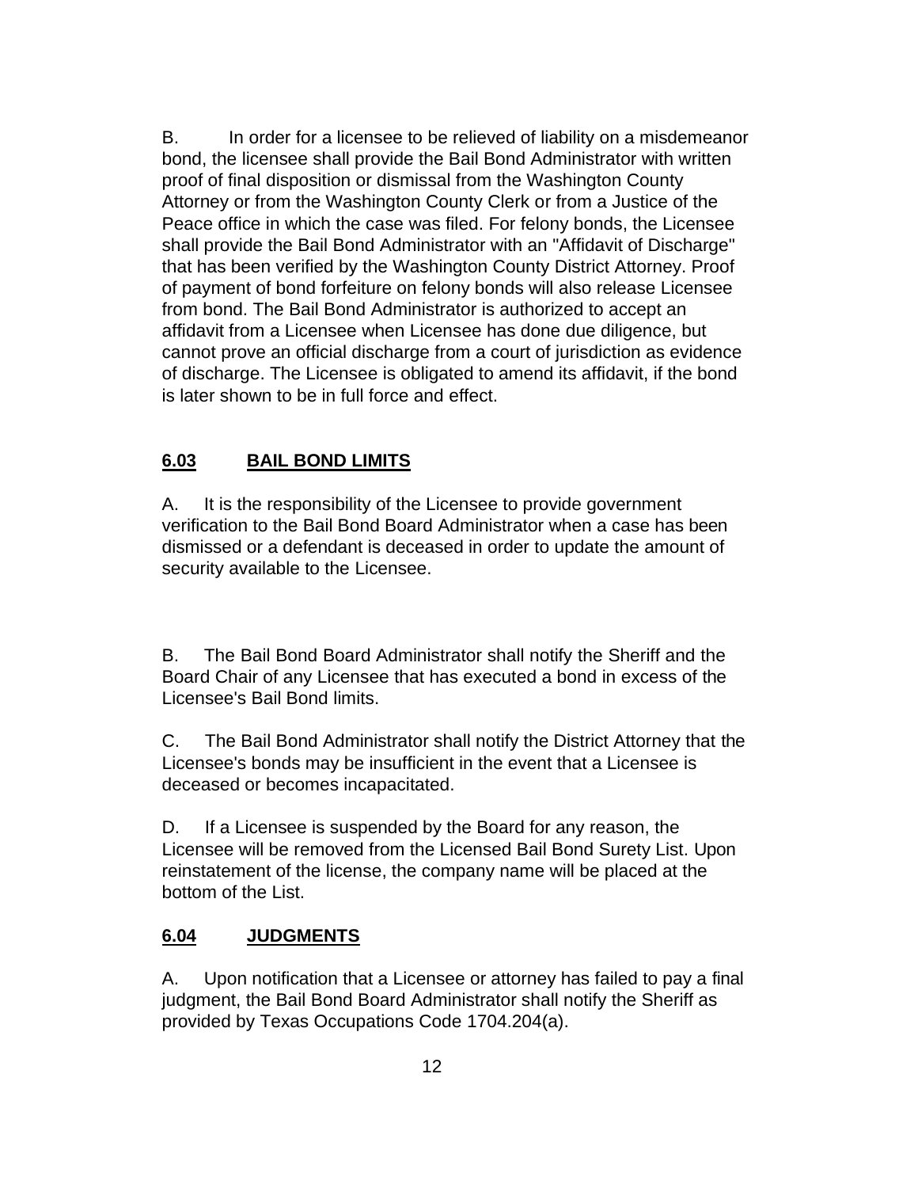B. In order for a licensee to be relieved of liability on a misdemeanor bond, the licensee shall provide the Bail Bond Administrator with written proof of final disposition or dismissal from the Washington County Attorney or from the Washington County Clerk or from a Justice of the Peace office in which the case was filed. For felony bonds, the Licensee shall provide the Bail Bond Administrator with an "Affidavit of Discharge" that has been verified by the Washington County District Attorney. Proof of payment of bond forfeiture on felony bonds will also release Licensee from bond. The Bail Bond Administrator is authorized to accept an affidavit from a Licensee when Licensee has done due diligence, but cannot prove an official discharge from a court of jurisdiction as evidence of discharge. The Licensee is obligated to amend its affidavit, if the bond is later shown to be in full force and effect.

## **6.03 BAIL BOND LIMITS**

A. It is the responsibility of the Licensee to provide government verification to the Bail Bond Board Administrator when a case has been dismissed or a defendant is deceased in order to update the amount of security available to the Licensee.

B. The Bail Bond Board Administrator shall notify the Sheriff and the Board Chair of any Licensee that has executed a bond in excess of the Licensee's Bail Bond limits.

C. The Bail Bond Administrator shall notify the District Attorney that the Licensee's bonds may be insufficient in the event that a Licensee is deceased or becomes incapacitated.

D. If a Licensee is suspended by the Board for any reason, the Licensee will be removed from the Licensed Bail Bond Surety List. Upon reinstatement of the license, the company name will be placed at the bottom of the List.

## **6.04 JUDGMENTS**

A. Upon notification that a Licensee or attorney has failed to pay a final judgment, the Bail Bond Board Administrator shall notify the Sheriff as provided by Texas Occupations Code 1704.204(a).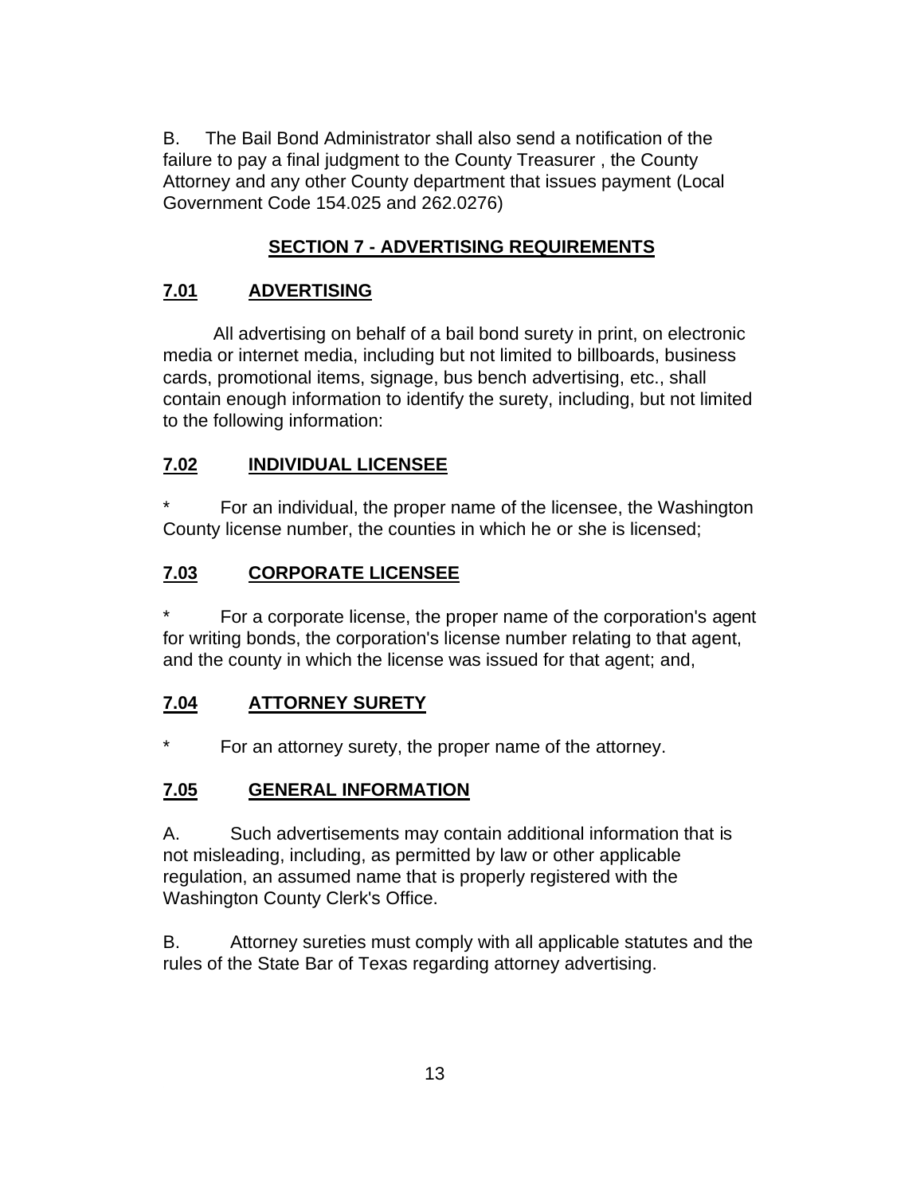B. The Bail Bond Administrator shall also send a notification of the failure to pay a final judgment to the County Treasurer , the County Attorney and any other County department that issues payment (Local Government Code 154.025 and 262.0276)

## SECTION 7 - ADVERTISING REQUIREMENTS

### 7.01 ADVERTISING

All advertising on behalf of a bail bond surety in print, on electronic media or internet media, including but not limited to billboards, business cards, promotional items, signage, bus bench advertising, etc., shall contain enough information to identify the surety, including, but not limited to the following information:

### 7.02 INDIVIDUAL LICENSEE

* For an individual, the proper name of the licensee, the Washington County license number, the counties in which he or she is licensed;

### 7.03 CORPORATE LICENSEE

* For a corporate license, the proper name of the corporation's agent for writing bonds, the corporation's license number relating to that agent, and the county in which the license was issued for that agent; and,

### 7.04 ATTORNEY SURETY

* For an attorney surety, the proper name of the attorney.

### 7.05 GENERAL INFORMATION

A. Such advertisements may contain additional information that is not misleading, including, as permitted by law or other applicable regulation, an assumed name that is properly registered with the Washington County Clerk's Office.

B. Attorney sureties must comply with all applicable statutes and the rules of the State Bar of Texas regarding attorney advertising.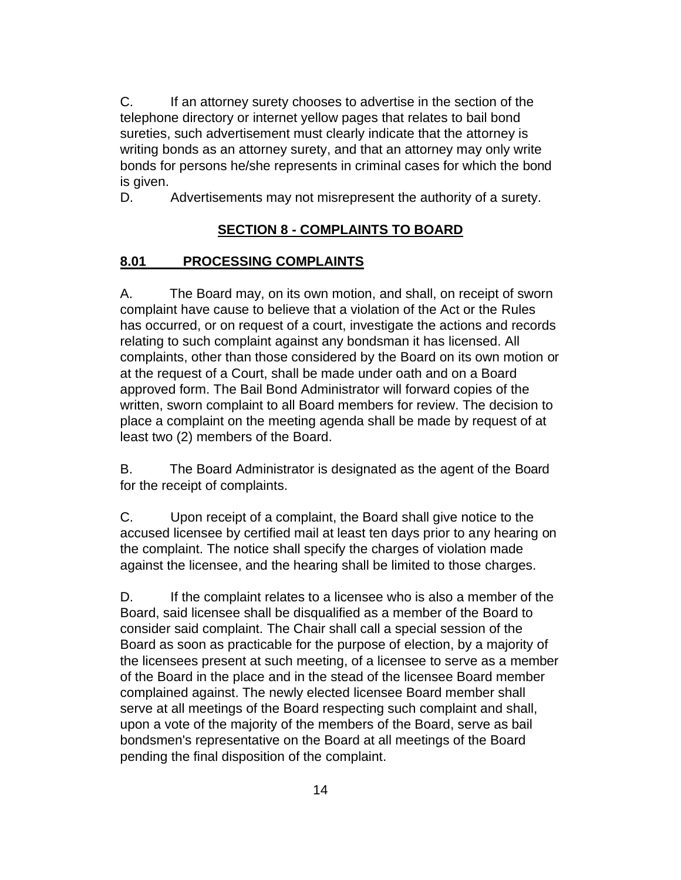C. If an attorney surety chooses to advertise in the section of the telephone directory or internet yellow pages that relates to bail bond sureties, such advertisement must clearly indicate that the attorney is writing bonds as an attorney surety, and that an attorney may only write bonds for persons he/she represents in criminal cases for which the bond is given.

D. Advertisements may not misrepresent the authority of a surety.

## SECTION 8 - COMPLAINTS TO BOARD

### 8.01 PROCESSING COMPLAINTS

A. The Board may, on its own motion, and shall, on receipt of sworn complaint have cause to believe that a violation of the Act or the Rules has occurred, or on request of a court, investigate the actions and records relating to such complaint against any bondsman it has licensed. All complaints, other than those considered by the Board on its own motion or at the request of a Court, shall be made under oath and on a Board approved form. The Bail Bond Administrator will forward copies of the written, sworn complaint to all Board members for review. The decision to place a complaint on the meeting agenda shall be made by request of at least two (2) members of the Board.

B. The Board Administrator is designated as the agent of the Board for the receipt of complaints.

C. Upon receipt of a complaint, the Board shall give notice to the accused licensee by certified mail at least ten days prior to any hearing on the complaint. The notice shall specify the charges of violation made against the licensee, and the hearing shall be limited to those charges.

D. If the complaint relates to a licensee who is also a member of the Board, said licensee shall be disqualified as a member of the Board to consider said complaint. The Chair shall call a special session of the Board as soon as practicable for the purpose of election, by a majority of the licensees present at such meeting, of a licensee to serve as a member of the Board in the place and in the stead of the licensee Board member complained against. The newly elected licensee Board member shall serve at all meetings of the Board respecting such complaint and shall, upon a vote of the majority of the members of the Board, serve as bail bondsmen's representative on the Board at all meetings of the Board pending the final disposition of the complaint.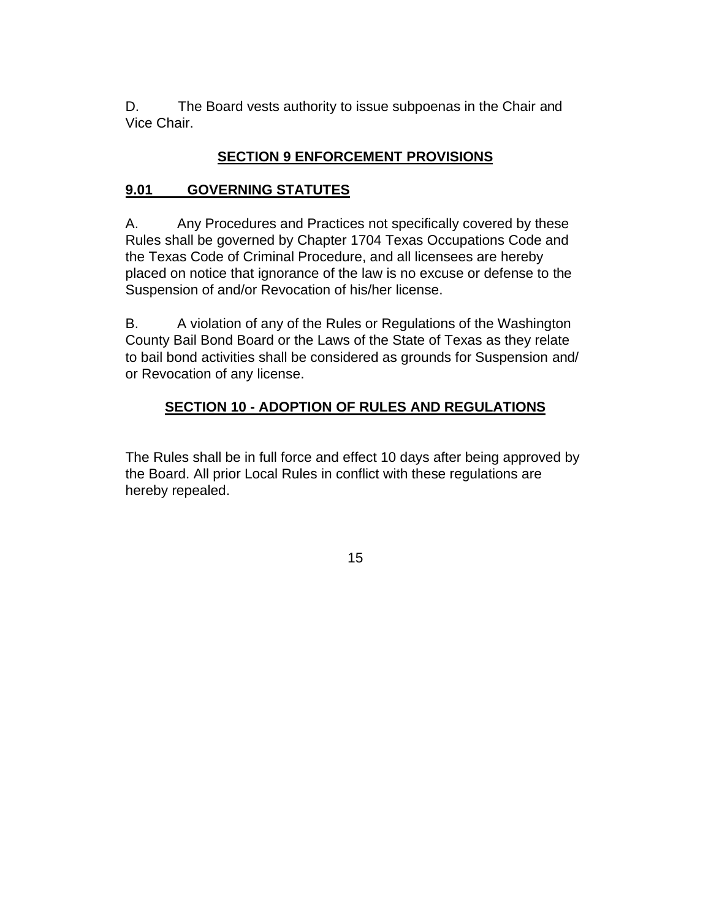D. The Board vests authority to issue subpoenas in the Chair and Vice Chair.

## SECTION 9 ENFORCEMENT PROVISIONS

### 9.01 GOVERNING STATUTES

A. Any Procedures and Practices not specifically covered by these Rules shall be governed by Chapter 1704 Texas Occupations Code and the Texas Code of Criminal Procedure, and all licensees are hereby placed on notice that ignorance of the law is no excuse or defense to the Suspension of and/or Revocation of his/her license.

B. A violation of any of the Rules or Regulations of the Washington County Bail Bond Board or the Laws of the State of Texas as they relate to bail bond activities shall be considered as grounds for Suspension and/ or Revocation of any license.

## SECTION 10 - ADOPTION OF RULES AND REGULATIONS

The Rules shall be in full force and effect 10 days after being approved by the Board. All prior Local Rules in conflict with these regulations are hereby repealed.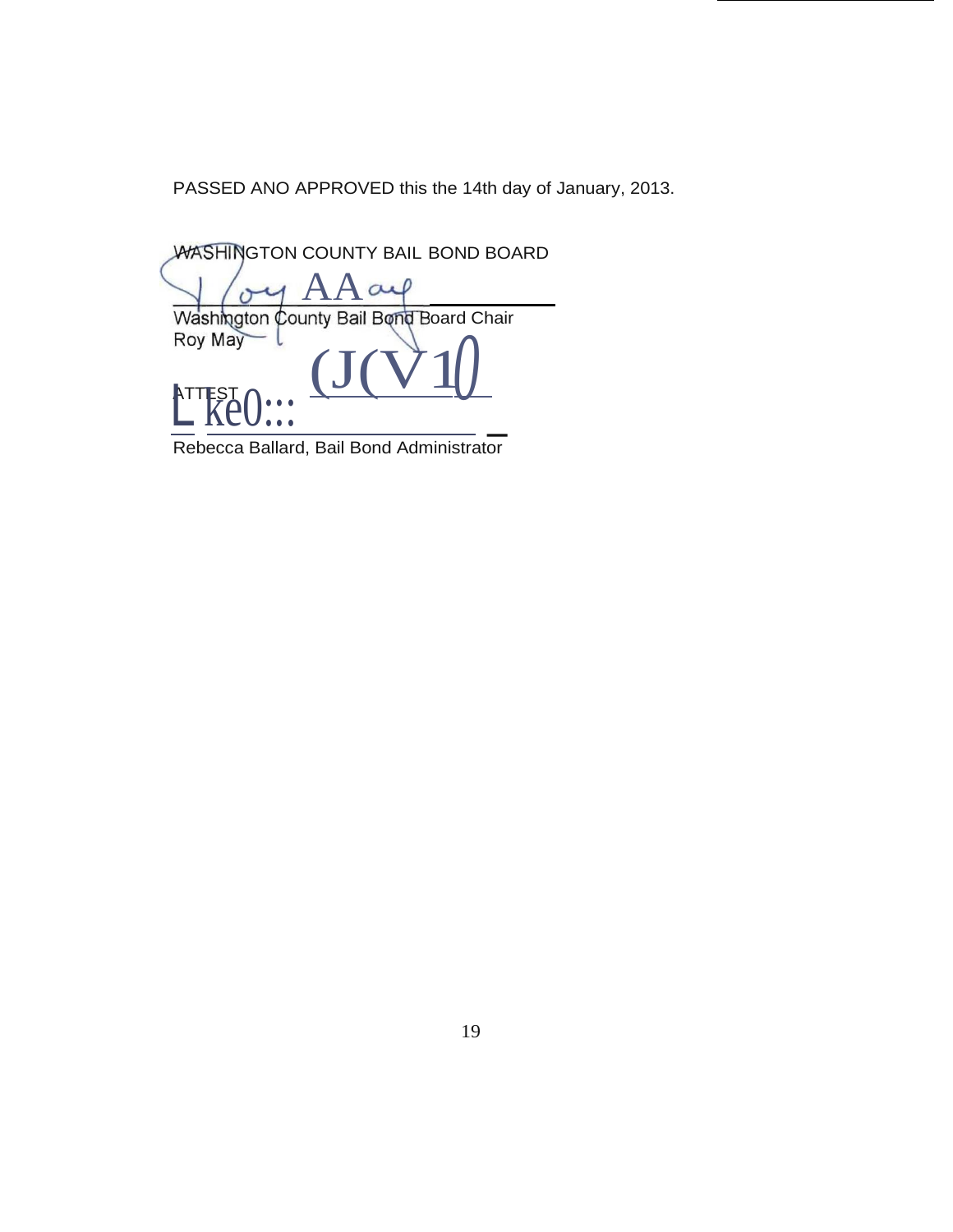PASSED ANO APPROVED this the 14th day of January, 2013.

WASHINGTON COUNTY BAIL BOND BOARD

Washington County Bail Bond Board Chair
Roy May

ATTEST

Rebecca Ballard, Bail Bond Administrator